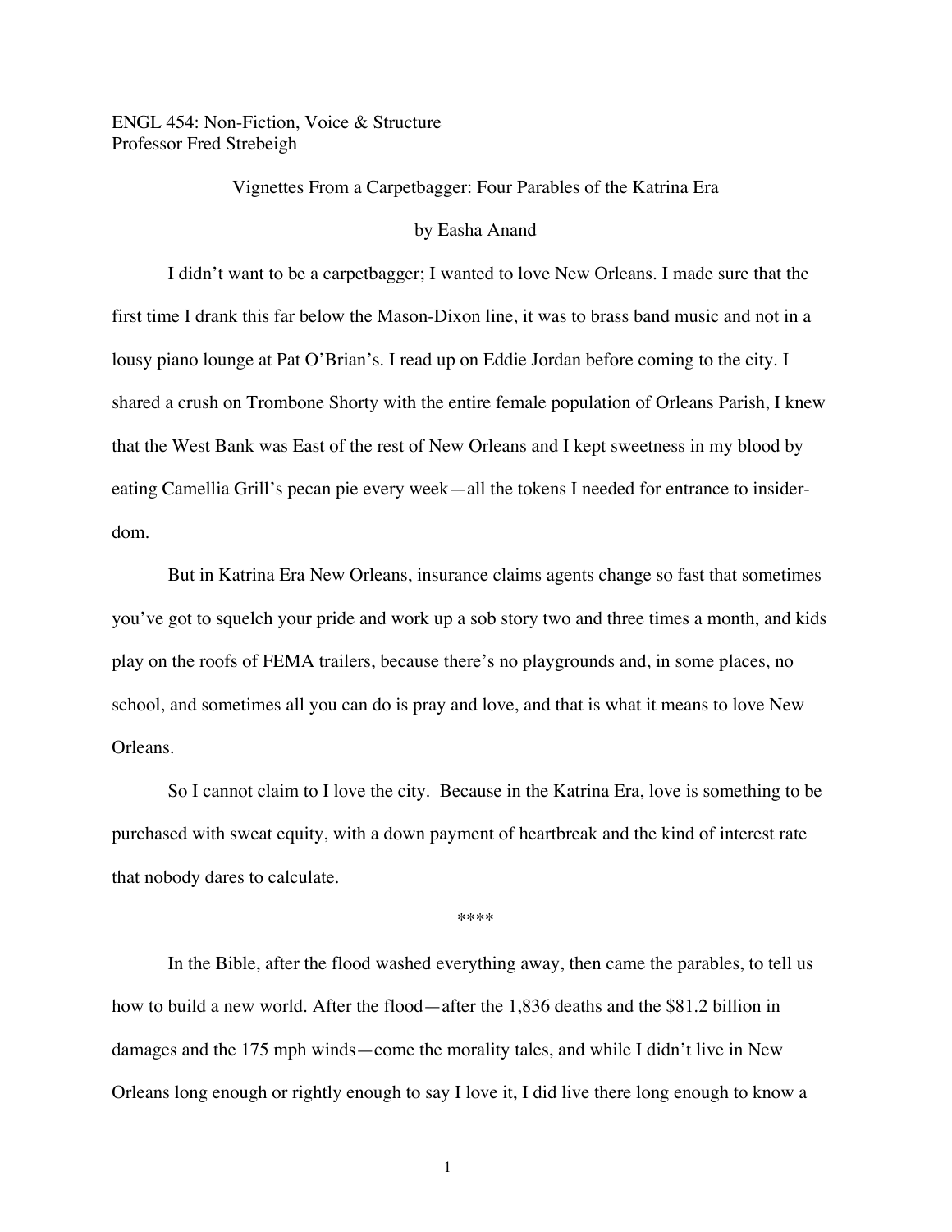ENGL 454: Non-Fiction, Voice & Structure
Professor Fred Strebeigh

Vignettes From a Carpetbagger: Four Parables of the Katrina Era

by Easha Anand

I didn't want to be a carpetbagger; I wanted to love New Orleans. I made sure that the first time I drank this far below the Mason-Dixon line, it was to brass band music and not in a lousy piano lounge at Pat O'Brian's. I read up on Eddie Jordan before coming to the city. I shared a crush on Trombone Shorty with the entire female population of Orleans Parish, I knew that the West Bank was East of the rest of New Orleans and I kept sweetness in my blood by eating Camellia Grill's pecan pie every week—all the tokens I needed for entrance to insider-dom.

But in Katrina Era New Orleans, insurance claims agents change so fast that sometimes you've got to squelch your pride and work up a sob story two and three times a month, and kids play on the roofs of FEMA trailers, because there's no playgrounds and, in some places, no school, and sometimes all you can do is pray and love, and that is what it means to love New Orleans.

So I cannot claim to I love the city. Because in the Katrina Era, love is something to be purchased with sweat equity, with a down payment of heartbreak and the kind of interest rate that nobody dares to calculate.

****

In the Bible, after the flood washed everything away, then came the parables, to tell us how to build a new world. After the flood—after the 1,836 deaths and the $81.2 billion in damages and the 175 mph winds—come the morality tales, and while I didn't live in New Orleans long enough or rightly enough to say I love it, I did live there long enough to know a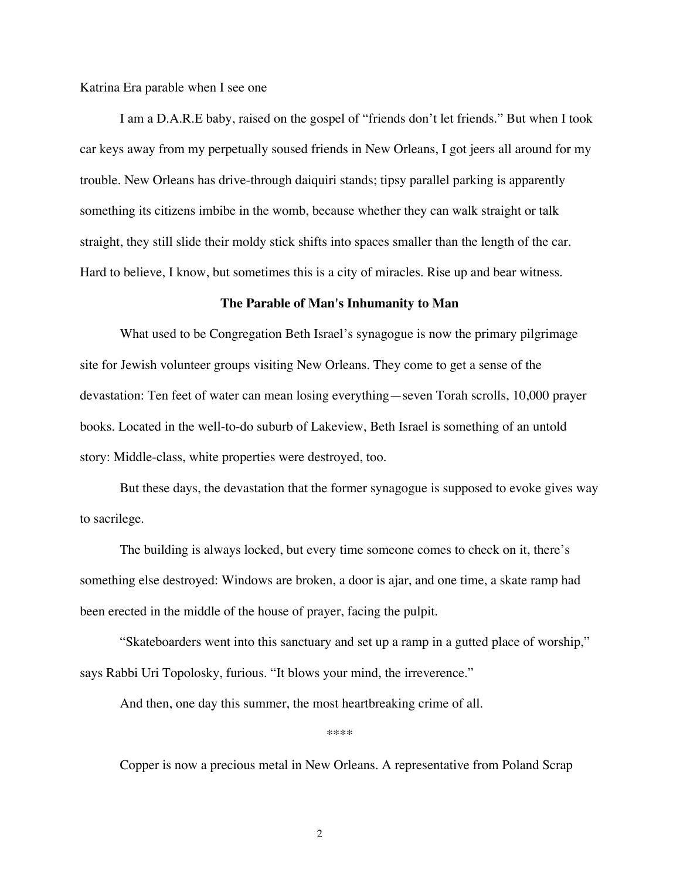Katrina Era parable when I see one

I am a D.A.R.E baby, raised on the gospel of "friends don't let friends." But when I took car keys away from my perpetually soused friends in New Orleans, I got jeers all around for my trouble. New Orleans has drive-through daiquiri stands; tipsy parallel parking is apparently something its citizens imbibe in the womb, because whether they can walk straight or talk straight, they still slide their moldy stick shifts into spaces smaller than the length of the car. Hard to believe, I know, but sometimes this is a city of miracles. Rise up and bear witness.

**The Parable of Man's Inhumanity to Man**

What used to be Congregation Beth Israel's synagogue is now the primary pilgrimage site for Jewish volunteer groups visiting New Orleans. They come to get a sense of the devastation: Ten feet of water can mean losing everything—seven Torah scrolls, 10,000 prayer books. Located in the well-to-do suburb of Lakeview, Beth Israel is something of an untold story: Middle-class, white properties were destroyed, too.

But these days, the devastation that the former synagogue is supposed to evoke gives way to sacrilege.

The building is always locked, but every time someone comes to check on it, there's something else destroyed: Windows are broken, a door is ajar, and one time, a skate ramp had been erected in the middle of the house of prayer, facing the pulpit.

"Skateboarders went into this sanctuary and set up a ramp in a gutted place of worship," says Rabbi Uri Topolosky, furious. "It blows your mind, the irreverence."

And then, one day this summer, the most heartbreaking crime of all.

****

Copper is now a precious metal in New Orleans. A representative from Poland Scrap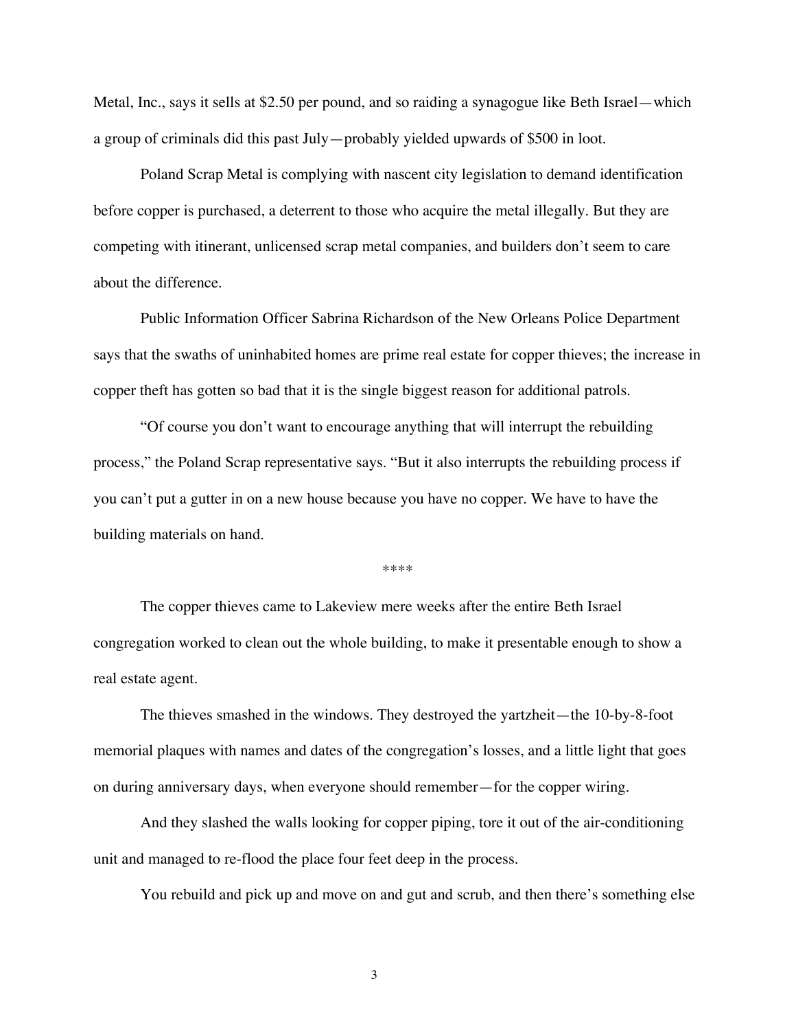Metal, Inc., says it sells at $2.50 per pound, and so raiding a synagogue like Beth Israel—which a group of criminals did this past July—probably yielded upwards of $500 in loot.

Poland Scrap Metal is complying with nascent city legislation to demand identification before copper is purchased, a deterrent to those who acquire the metal illegally. But they are competing with itinerant, unlicensed scrap metal companies, and builders don't seem to care about the difference.

Public Information Officer Sabrina Richardson of the New Orleans Police Department says that the swaths of uninhabited homes are prime real estate for copper thieves; the increase in copper theft has gotten so bad that it is the single biggest reason for additional patrols.

"Of course you don't want to encourage anything that will interrupt the rebuilding process," the Poland Scrap representative says. "But it also interrupts the rebuilding process if you can't put a gutter in on a new house because you have no copper. We have to have the building materials on hand.

****

The copper thieves came to Lakeview mere weeks after the entire Beth Israel congregation worked to clean out the whole building, to make it presentable enough to show a real estate agent.

The thieves smashed in the windows. They destroyed the yartzheit—the 10-by-8-foot memorial plaques with names and dates of the congregation's losses, and a little light that goes on during anniversary days, when everyone should remember—for the copper wiring.

And they slashed the walls looking for copper piping, tore it out of the air-conditioning unit and managed to re-flood the place four feet deep in the process.

You rebuild and pick up and move on and gut and scrub, and then there's something else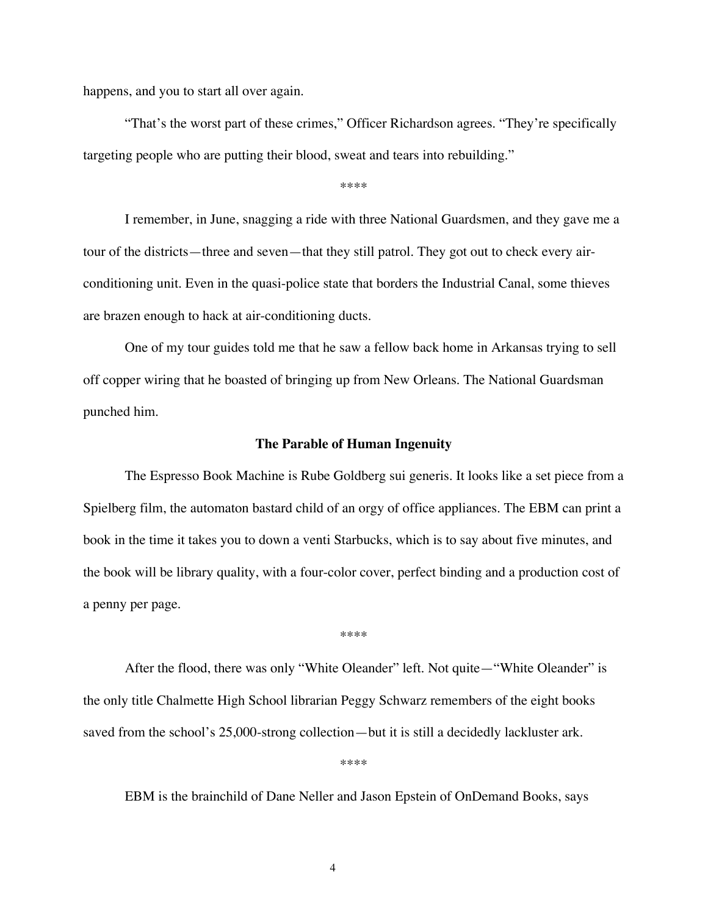happens, and you to start all over again.

"That's the worst part of these crimes," Officer Richardson agrees. "They're specifically targeting people who are putting their blood, sweat and tears into rebuilding."

\*\*\*\*

I remember, in June, snagging a ride with three National Guardsmen, and they gave me a tour of the districts—three and seven—that they still patrol. They got out to check every air-conditioning unit. Even in the quasi-police state that borders the Industrial Canal, some thieves are brazen enough to hack at air-conditioning ducts.

One of my tour guides told me that he saw a fellow back home in Arkansas trying to sell off copper wiring that he boasted of bringing up from New Orleans. The National Guardsman punched him.

### The Parable of Human Ingenuity

The Espresso Book Machine is Rube Goldberg sui generis. It looks like a set piece from a Spielberg film, the automaton bastard child of an orgy of office appliances. The EBM can print a book in the time it takes you to down a venti Starbucks, which is to say about five minutes, and the book will be library quality, with a four-color cover, perfect binding and a production cost of a penny per page.

\*\*\*\*

After the flood, there was only "White Oleander" left. Not quite—"White Oleander" is the only title Chalmette High School librarian Peggy Schwarz remembers of the eight books saved from the school's 25,000-strong collection—but it is still a decidedly lackluster ark.

\*\*\*\*

EBM is the brainchild of Dane Neller and Jason Epstein of OnDemand Books, says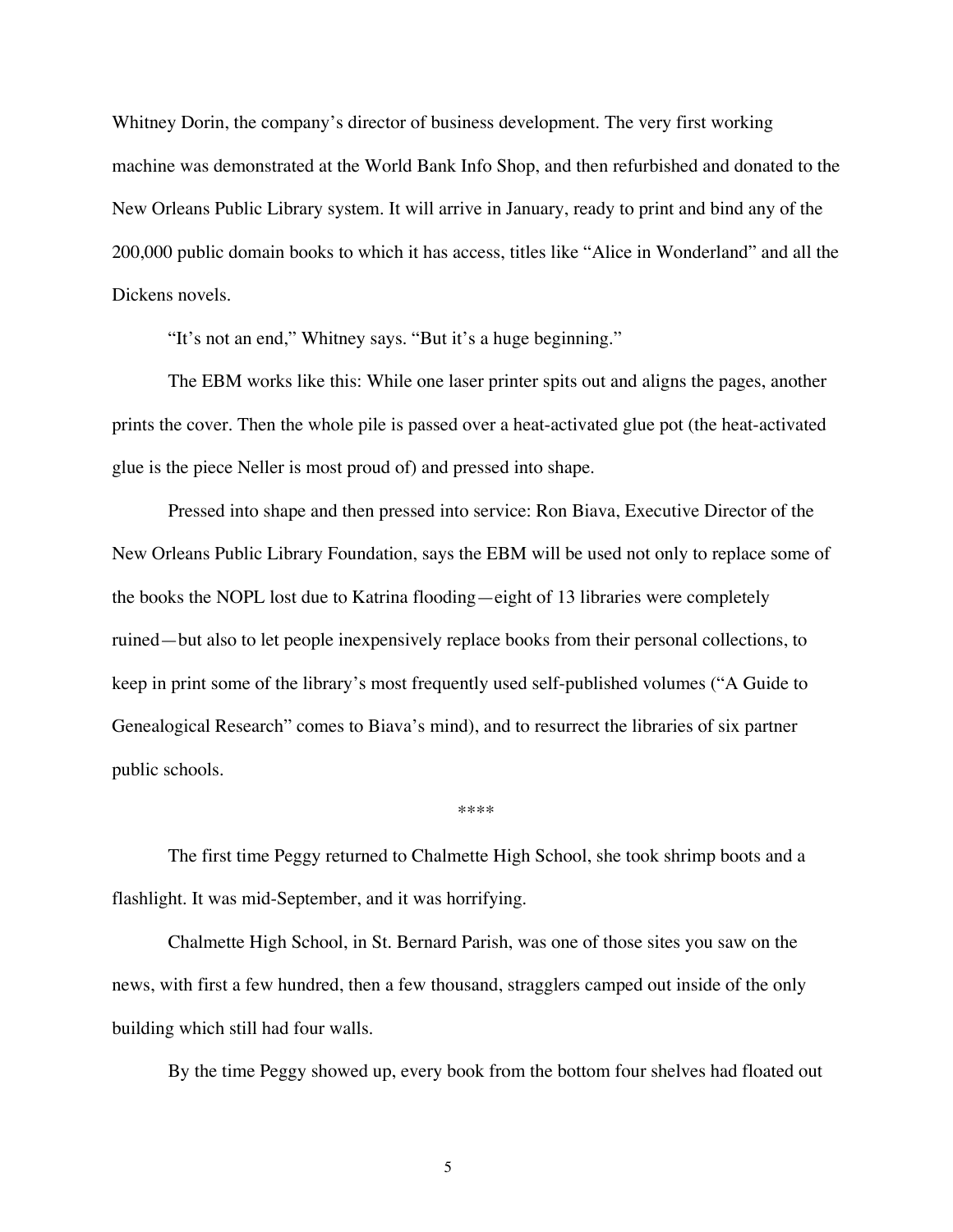Whitney Dorin, the company's director of business development. The very first working machine was demonstrated at the World Bank Info Shop, and then refurbished and donated to the New Orleans Public Library system. It will arrive in January, ready to print and bind any of the 200,000 public domain books to which it has access, titles like "Alice in Wonderland" and all the Dickens novels.

"It's not an end," Whitney says. "But it's a huge beginning."

The EBM works like this: While one laser printer spits out and aligns the pages, another prints the cover. Then the whole pile is passed over a heat-activated glue pot (the heat-activated glue is the piece Neller is most proud of) and pressed into shape.

Pressed into shape and then pressed into service: Ron Biava, Executive Director of the New Orleans Public Library Foundation, says the EBM will be used not only to replace some of the books the NOPL lost due to Katrina flooding—eight of 13 libraries were completely ruined—but also to let people inexpensively replace books from their personal collections, to keep in print some of the library's most frequently used self-published volumes ("A Guide to Genealogical Research" comes to Biava's mind), and to resurrect the libraries of six partner public schools.

****

The first time Peggy returned to Chalmette High School, she took shrimp boots and a flashlight. It was mid-September, and it was horrifying.

Chalmette High School, in St. Bernard Parish, was one of those sites you saw on the news, with first a few hundred, then a few thousand, stragglers camped out inside of the only building which still had four walls.

By the time Peggy showed up, every book from the bottom four shelves had floated out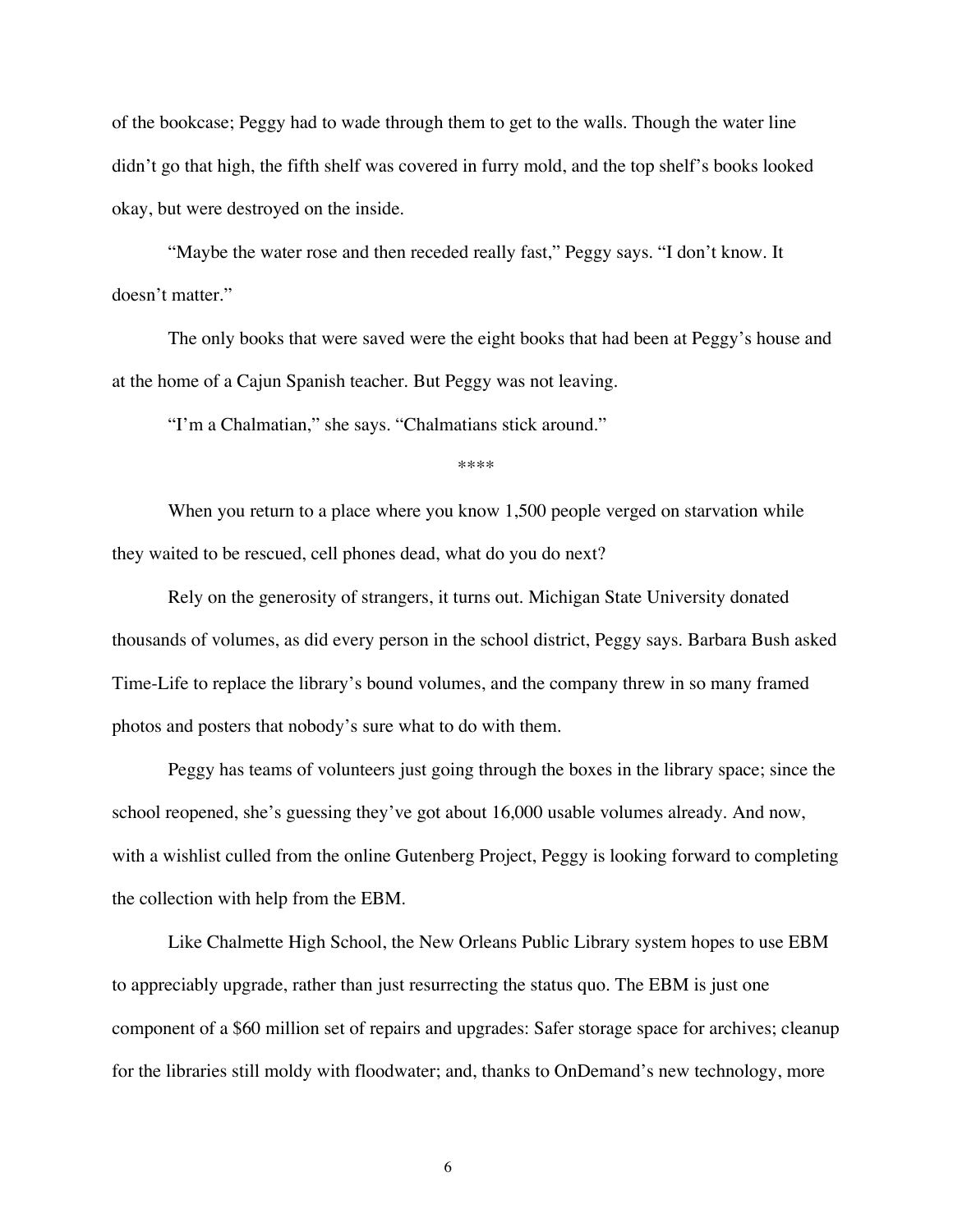of the bookcase; Peggy had to wade through them to get to the walls. Though the water line didn't go that high, the fifth shelf was covered in furry mold, and the top shelf's books looked okay, but were destroyed on the inside.

"Maybe the water rose and then receded really fast," Peggy says. "I don't know. It doesn't matter."

The only books that were saved were the eight books that had been at Peggy's house and at the home of a Cajun Spanish teacher. But Peggy was not leaving.

"I'm a Chalmatian," she says. "Chalmatians stick around."

****

When you return to a place where you know 1,500 people verged on starvation while they waited to be rescued, cell phones dead, what do you do next?

Rely on the generosity of strangers, it turns out. Michigan State University donated thousands of volumes, as did every person in the school district, Peggy says. Barbara Bush asked Time-Life to replace the library's bound volumes, and the company threw in so many framed photos and posters that nobody's sure what to do with them.

Peggy has teams of volunteers just going through the boxes in the library space; since the school reopened, she's guessing they've got about 16,000 usable volumes already. And now, with a wishlist culled from the online Gutenberg Project, Peggy is looking forward to completing the collection with help from the EBM.

Like Chalmette High School, the New Orleans Public Library system hopes to use EBM to appreciably upgrade, rather than just resurrecting the status quo. The EBM is just one component of a $60 million set of repairs and upgrades: Safer storage space for archives; cleanup for the libraries still moldy with floodwater; and, thanks to OnDemand's new technology, more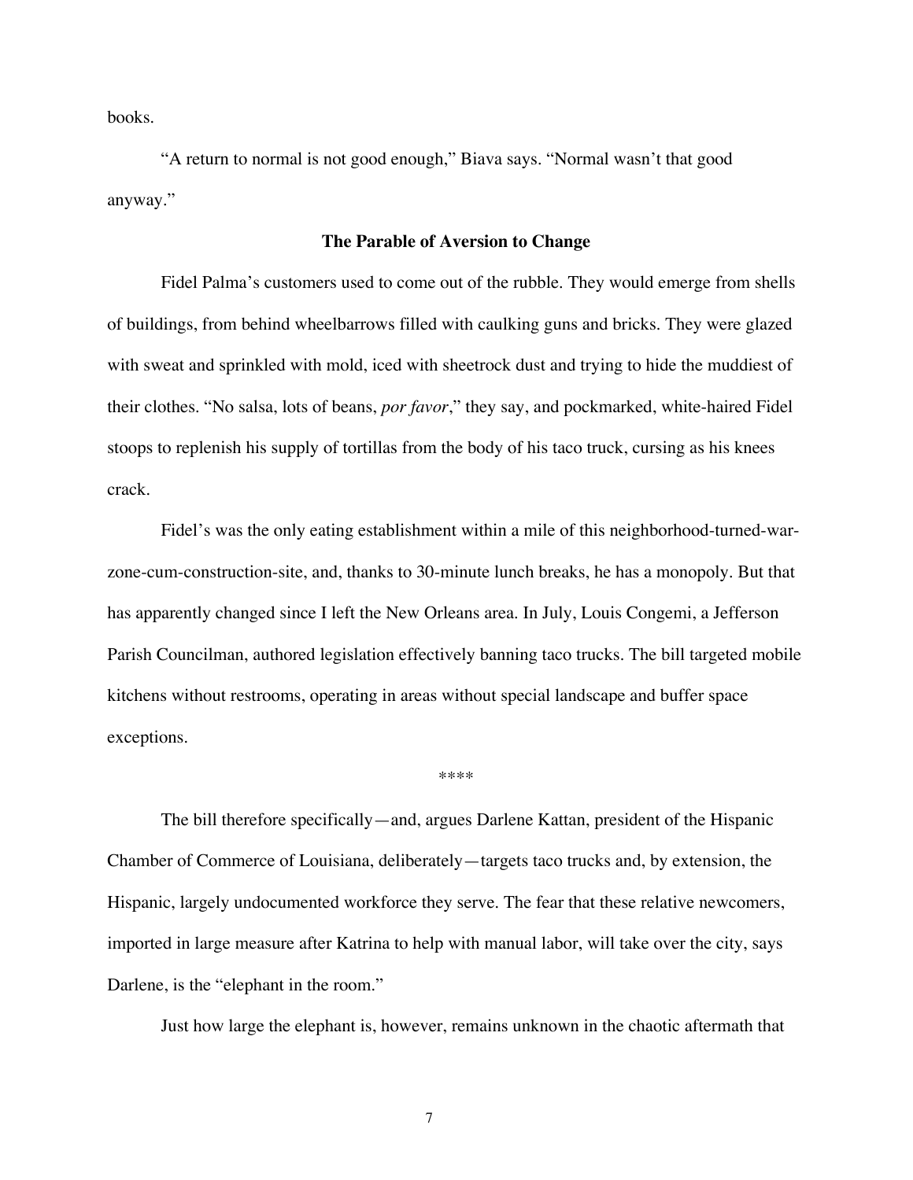books.

"A return to normal is not good enough," Biava says. "Normal wasn't that good anyway."

### The Parable of Aversion to Change

Fidel Palma's customers used to come out of the rubble. They would emerge from shells of buildings, from behind wheelbarrows filled with caulking guns and bricks. They were glazed with sweat and sprinkled with mold, iced with sheetrock dust and trying to hide the muddiest of their clothes. "No salsa, lots of beans, *por favor*," they say, and pockmarked, white-haired Fidel stoops to replenish his supply of tortillas from the body of his taco truck, cursing as his knees crack.

Fidel's was the only eating establishment within a mile of this neighborhood-turned-war-zone-cum-construction-site, and, thanks to 30-minute lunch breaks, he has a monopoly. But that has apparently changed since I left the New Orleans area. In July, Louis Congemi, a Jefferson Parish Councilman, authored legislation effectively banning taco trucks. The bill targeted mobile kitchens without restrooms, operating in areas without special landscape and buffer space exceptions.

****

The bill therefore specifically—and, argues Darlene Kattan, president of the Hispanic Chamber of Commerce of Louisiana, deliberately—targets taco trucks and, by extension, the Hispanic, largely undocumented workforce they serve. The fear that these relative newcomers, imported in large measure after Katrina to help with manual labor, will take over the city, says Darlene, is the "elephant in the room."

Just how large the elephant is, however, remains unknown in the chaotic aftermath that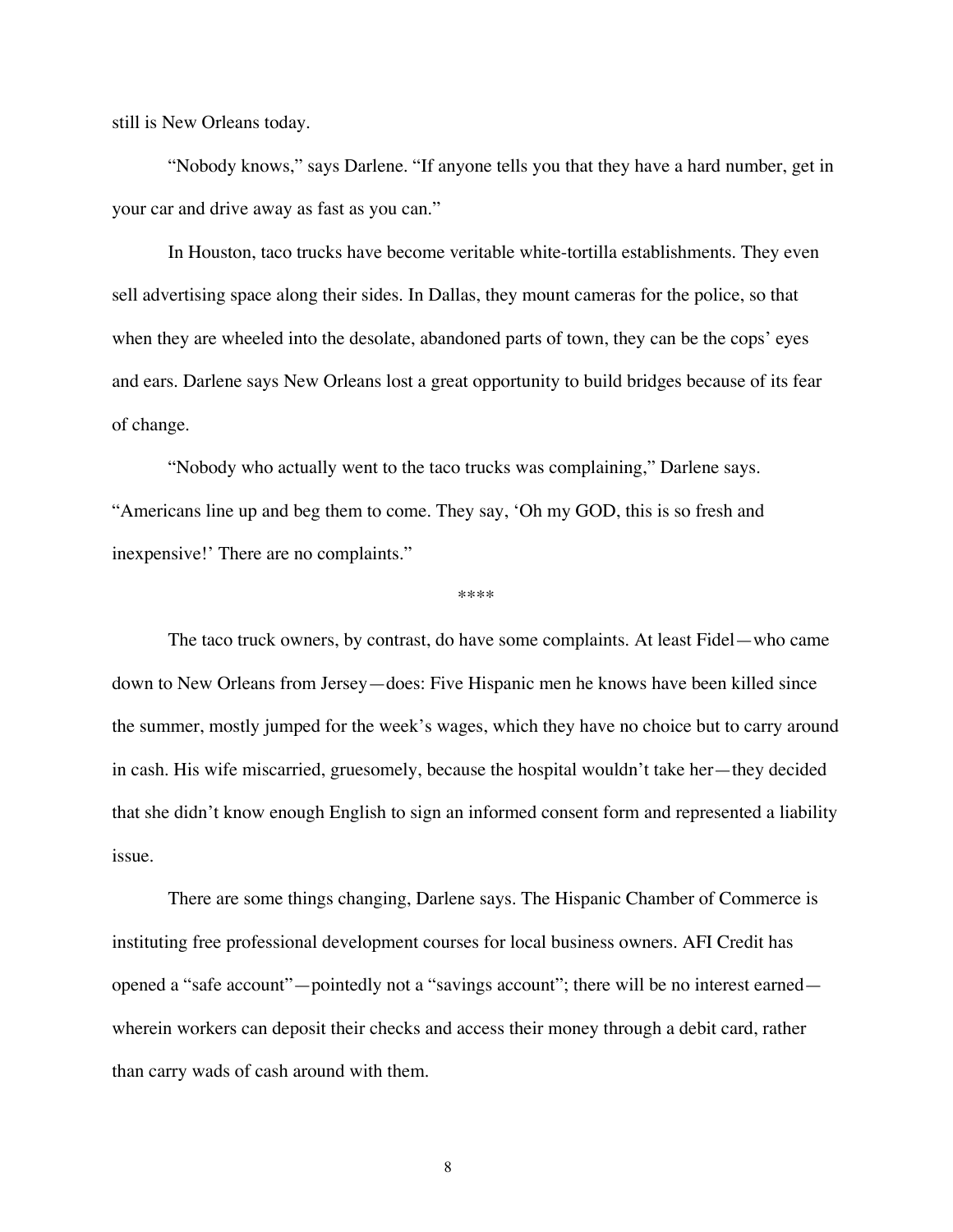still is New Orleans today.

"Nobody knows," says Darlene. "If anyone tells you that they have a hard number, get in your car and drive away as fast as you can."

In Houston, taco trucks have become veritable white-tortilla establishments. They even sell advertising space along their sides. In Dallas, they mount cameras for the police, so that when they are wheeled into the desolate, abandoned parts of town, they can be the cops' eyes and ears. Darlene says New Orleans lost a great opportunity to build bridges because of its fear of change.

"Nobody who actually went to the taco trucks was complaining," Darlene says. "Americans line up and beg them to come. They say, 'Oh my GOD, this is so fresh and inexpensive!' There are no complaints."

****

The taco truck owners, by contrast, do have some complaints. At least Fidel—who came down to New Orleans from Jersey—does: Five Hispanic men he knows have been killed since the summer, mostly jumped for the week's wages, which they have no choice but to carry around in cash. His wife miscarried, gruesomely, because the hospital wouldn't take her—they decided that she didn't know enough English to sign an informed consent form and represented a liability issue.

There are some things changing, Darlene says. The Hispanic Chamber of Commerce is instituting free professional development courses for local business owners. AFI Credit has opened a "safe account"—pointedly not a "savings account"; there will be no interest earned—wherein workers can deposit their checks and access their money through a debit card, rather than carry wads of cash around with them.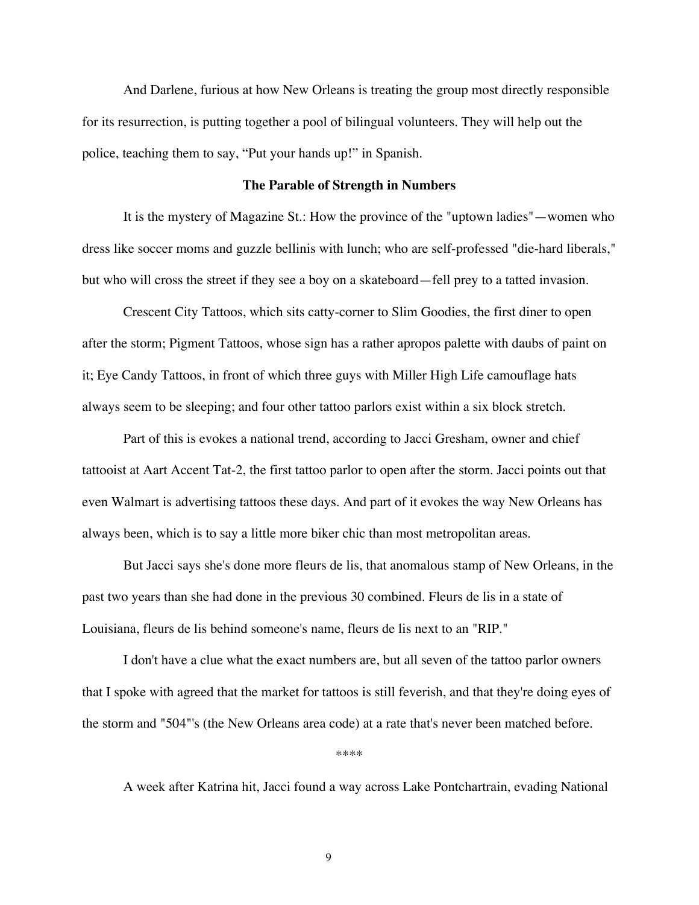And Darlene, furious at how New Orleans is treating the group most directly responsible for its resurrection, is putting together a pool of bilingual volunteers. They will help out the police, teaching them to say, “Put your hands up!” in Spanish.

**The Parable of Strength in Numbers**

It is the mystery of Magazine St.: How the province of the "uptown ladies"—women who dress like soccer moms and guzzle bellinis with lunch; who are self-professed "die-hard liberals," but who will cross the street if they see a boy on a skateboard—fell prey to a tatted invasion.

Crescent City Tattoos, which sits catty-corner to Slim Goodies, the first diner to open after the storm; Pigment Tattoos, whose sign has a rather apropos palette with daubs of paint on it; Eye Candy Tattoos, in front of which three guys with Miller High Life camouflage hats always seem to be sleeping; and four other tattoo parlors exist within a six block stretch.

Part of this is evokes a national trend, according to Jacci Gresham, owner and chief tattooist at Aart Accent Tat-2, the first tattoo parlor to open after the storm. Jacci points out that even Walmart is advertising tattoos these days. And part of it evokes the way New Orleans has always been, which is to say a little more biker chic than most metropolitan areas.

But Jacci says she's done more fleurs de lis, that anomalous stamp of New Orleans, in the past two years than she had done in the previous 30 combined. Fleurs de lis in a state of Louisiana, fleurs de lis behind someone's name, fleurs de lis next to an "RIP."

I don't have a clue what the exact numbers are, but all seven of the tattoo parlor owners that I spoke with agreed that the market for tattoos is still feverish, and that they're doing eyes of the storm and "504"'s (the New Orleans area code) at a rate that's never been matched before.

****

A week after Katrina hit, Jacci found a way across Lake Pontchartrain, evading National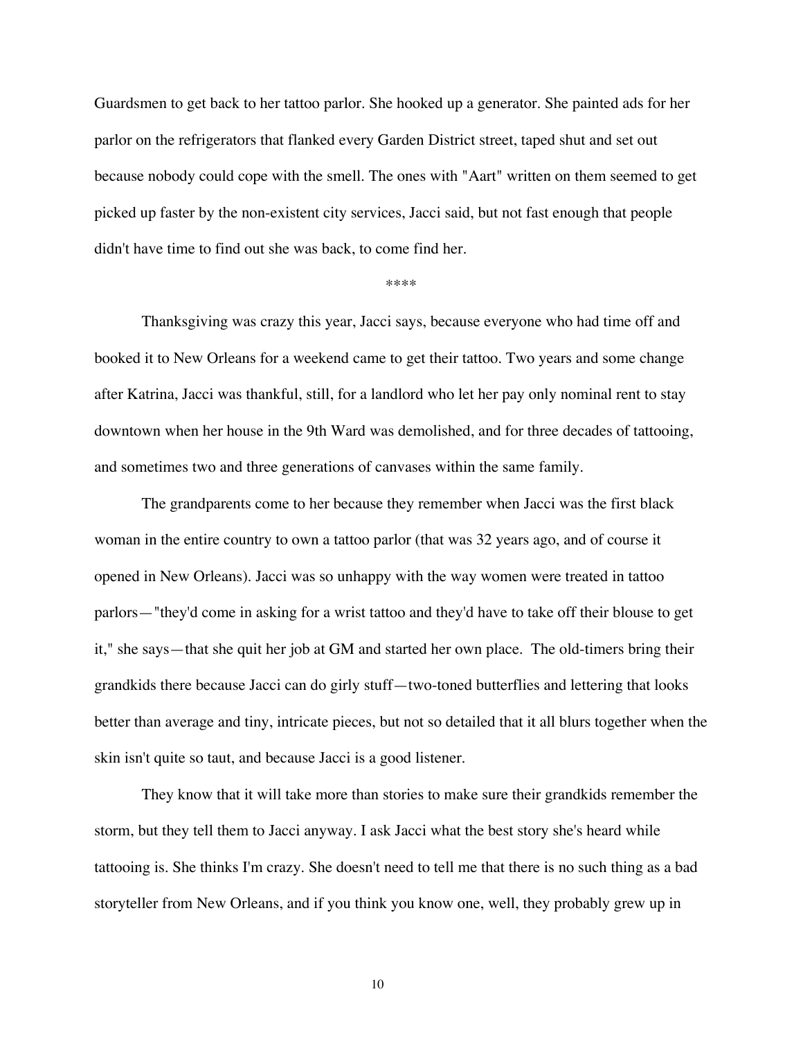Guardsmen to get back to her tattoo parlor. She hooked up a generator. She painted ads for her parlor on the refrigerators that flanked every Garden District street, taped shut and set out because nobody could cope with the smell. The ones with "Aart" written on them seemed to get picked up faster by the non-existent city services, Jacci said, but not fast enough that people didn't have time to find out she was back, to come find her.

****

Thanksgiving was crazy this year, Jacci says, because everyone who had time off and booked it to New Orleans for a weekend came to get their tattoo. Two years and some change after Katrina, Jacci was thankful, still, for a landlord who let her pay only nominal rent to stay downtown when her house in the 9th Ward was demolished, and for three decades of tattooing, and sometimes two and three generations of canvases within the same family.

The grandparents come to her because they remember when Jacci was the first black woman in the entire country to own a tattoo parlor (that was 32 years ago, and of course it opened in New Orleans). Jacci was so unhappy with the way women were treated in tattoo parlors—"they'd come in asking for a wrist tattoo and they'd have to take off their blouse to get it," she says—that she quit her job at GM and started her own place. The old-timers bring their grandkids there because Jacci can do girly stuff—two-toned butterflies and lettering that looks better than average and tiny, intricate pieces, but not so detailed that it all blurs together when the skin isn't quite so taut, and because Jacci is a good listener.

They know that it will take more than stories to make sure their grandkids remember the storm, but they tell them to Jacci anyway. I ask Jacci what the best story she's heard while tattooing is. She thinks I'm crazy. She doesn't need to tell me that there is no such thing as a bad storyteller from New Orleans, and if you think you know one, well, they probably grew up in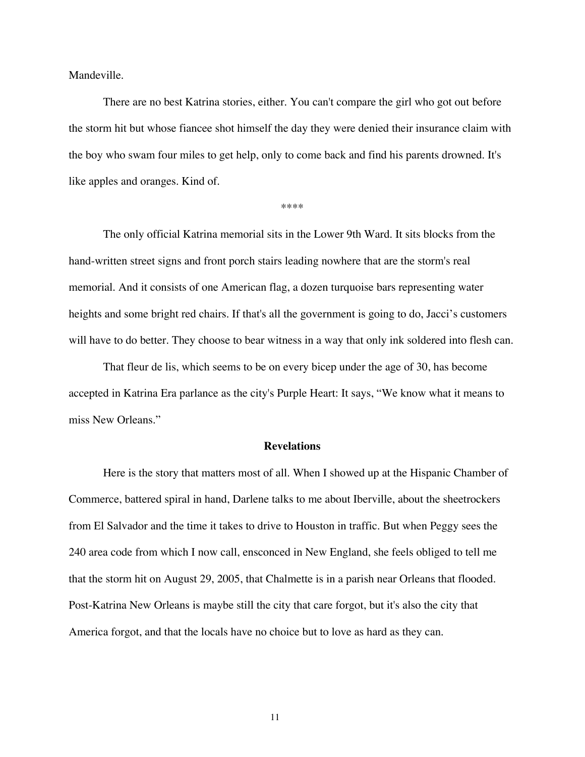Mandeville.

There are no best Katrina stories, either. You can't compare the girl who got out before the storm hit but whose fiancee shot himself the day they were denied their insurance claim with the boy who swam four miles to get help, only to come back and find his parents drowned. It's like apples and oranges. Kind of.

****

The only official Katrina memorial sits in the Lower 9th Ward. It sits blocks from the hand-written street signs and front porch stairs leading nowhere that are the storm's real memorial. And it consists of one American flag, a dozen turquoise bars representing water heights and some bright red chairs. If that's all the government is going to do, Jacci's customers will have to do better. They choose to bear witness in a way that only ink soldered into flesh can.

That fleur de lis, which seems to be on every bicep under the age of 30, has become accepted in Katrina Era parlance as the city's Purple Heart: It says, "We know what it means to miss New Orleans."

**Revelations**

Here is the story that matters most of all. When I showed up at the Hispanic Chamber of Commerce, battered spiral in hand, Darlene talks to me about Iberville, about the sheetrockers from El Salvador and the time it takes to drive to Houston in traffic. But when Peggy sees the 240 area code from which I now call, ensconced in New England, she feels obliged to tell me that the storm hit on August 29, 2005, that Chalmette is in a parish near Orleans that flooded. Post-Katrina New Orleans is maybe still the city that care forgot, but it's also the city that America forgot, and that the locals have no choice but to love as hard as they can.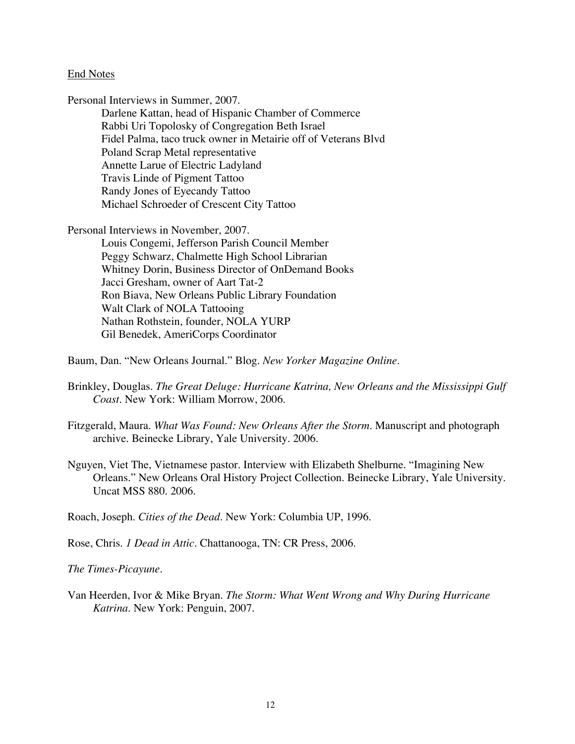End Notes

Personal Interviews in Summer, 2007.

- Darlene Kattan, head of Hispanic Chamber of Commerce
- Rabbi Uri Topolosky of Congregation Beth Israel
- Fidel Palma, taco truck owner in Metairie off of Veterans Blvd
- Poland Scrap Metal representative
- Annette Larue of Electric Ladyland
- Travis Linde of Pigment Tattoo
- Randy Jones of Eyecandy Tattoo
- Michael Schroeder of Crescent City Tattoo

Personal Interviews in November, 2007.

- Louis Congemi, Jefferson Parish Council Member
- Peggy Schwarz, Chalmette High School Librarian
- Whitney Dorin, Business Director of OnDemand Books
- Jacci Gresham, owner of Aart Tat-2
- Ron Biava, New Orleans Public Library Foundation
- Walt Clark of NOLA Tattooing
- Nathan Rothstein, founder, NOLA YURP
- Gil Benedek, AmeriCorps Coordinator

Baum, Dan. "New Orleans Journal." Blog. *New Yorker Magazine Online*.

Brinkley, Douglas. *The Great Deluge: Hurricane Katrina, New Orleans and the Mississippi Gulf Coast*. New York: William Morrow, 2006.

Fitzgerald, Maura. *What Was Found: New Orleans After the Storm*. Manuscript and photograph archive. Beinecke Library, Yale University. 2006.

Nguyen, Viet The, Vietnamese pastor. Interview with Elizabeth Shelburne. "Imagining New Orleans." New Orleans Oral History Project Collection. Beinecke Library, Yale University. Uncat MSS 880. 2006.

Roach, Joseph. *Cities of the Dead*. New York: Columbia UP, 1996.

Rose, Chris. *1 Dead in Attic*. Chattanooga, TN: CR Press, 2006.

*The Times-Picayune*.

Van Heerden, Ivor & Mike Bryan. *The Storm: What Went Wrong and Why During Hurricane Katrina*. New York: Penguin, 2007.